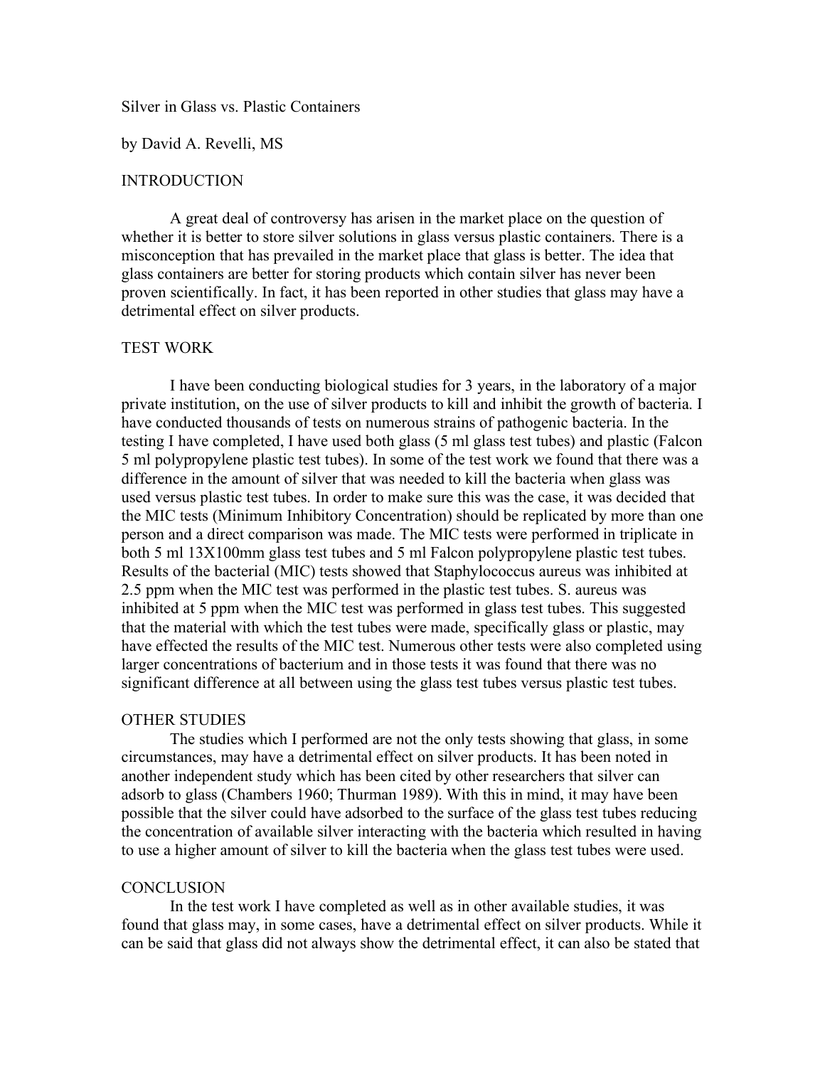# Silver in Glass vs. Plastic Containers

by David A. Revelli, MS

## INTRODUCTION

A great deal of controversy has arisen in the market place on the question of whether it is better to store silver solutions in glass versus plastic containers. There is a misconception that has prevailed in the market place that glass is better. The idea that glass containers are better for storing products which contain silver has never been proven scientifically. In fact, it has been reported in other studies that glass may have a detrimental effect on silver products.

## TEST WORK

I have been conducting biological studies for 3 years, in the laboratory of a major private institution, on the use of silver products to kill and inhibit the growth of bacteria. I have conducted thousands of tests on numerous strains of pathogenic bacteria. In the testing I have completed, I have used both glass (5 ml glass test tubes) and plastic (Falcon 5 ml polypropylene plastic test tubes). In some of the test work we found that there was a difference in the amount of silver that was needed to kill the bacteria when glass was used versus plastic test tubes. In order to make sure this was the case, it was decided that the MIC tests (Minimum Inhibitory Concentration) should be replicated by more than one person and a direct comparison was made. The MIC tests were performed in triplicate in both 5 ml 13X100mm glass test tubes and 5 ml Falcon polypropylene plastic test tubes. Results of the bacterial (MIC) tests showed that Staphylococcus aureus was inhibited at 2.5 ppm when the MIC test was performed in the plastic test tubes. S. aureus was inhibited at 5 ppm when the MIC test was performed in glass test tubes. This suggested that the material with which the test tubes were made, specifically glass or plastic, may have effected the results of the MIC test. Numerous other tests were also completed using larger concentrations of bacterium and in those tests it was found that there was no significant difference at all between using the glass test tubes versus plastic test tubes.

## OTHER STUDIES

The studies which I performed are not the only tests showing that glass, in some circumstances, may have a detrimental effect on silver products. It has been noted in another independent study which has been cited by other researchers that silver can adsorb to glass (Chambers 1960; Thurman 1989). With this in mind, it may have been possible that the silver could have adsorbed to the surface of the glass test tubes reducing the concentration of available silver interacting with the bacteria which resulted in having to use a higher amount of silver to kill the bacteria when the glass test tubes were used.

## CONCLUSION

In the test work I have completed as well as in other available studies, it was found that glass may, in some cases, have a detrimental effect on silver products. While it can be said that glass did not always show the detrimental effect, it can also be stated that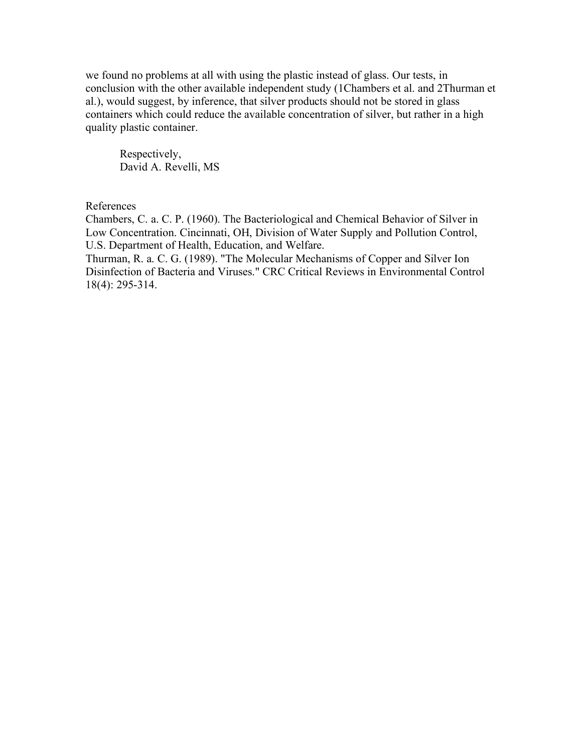we found no problems at all with using the plastic instead of glass. Our tests, in conclusion with the other available independent study (1Chambers et al. and 2Thurman et al.), would suggest, by inference, that silver products should not be stored in glass containers which could reduce the available concentration of silver, but rather in a high quality plastic container.

Respectively,
David A. Revelli, MS

References

Chambers, C. a. C. P. (1960). The Bacteriological and Chemical Behavior of Silver in Low Concentration. Cincinnati, OH, Division of Water Supply and Pollution Control, U.S. Department of Health, Education, and Welfare.

Thurman, R. a. C. G. (1989). "The Molecular Mechanisms of Copper and Silver Ion Disinfection of Bacteria and Viruses." CRC Critical Reviews in Environmental Control 18(4): 295-314.